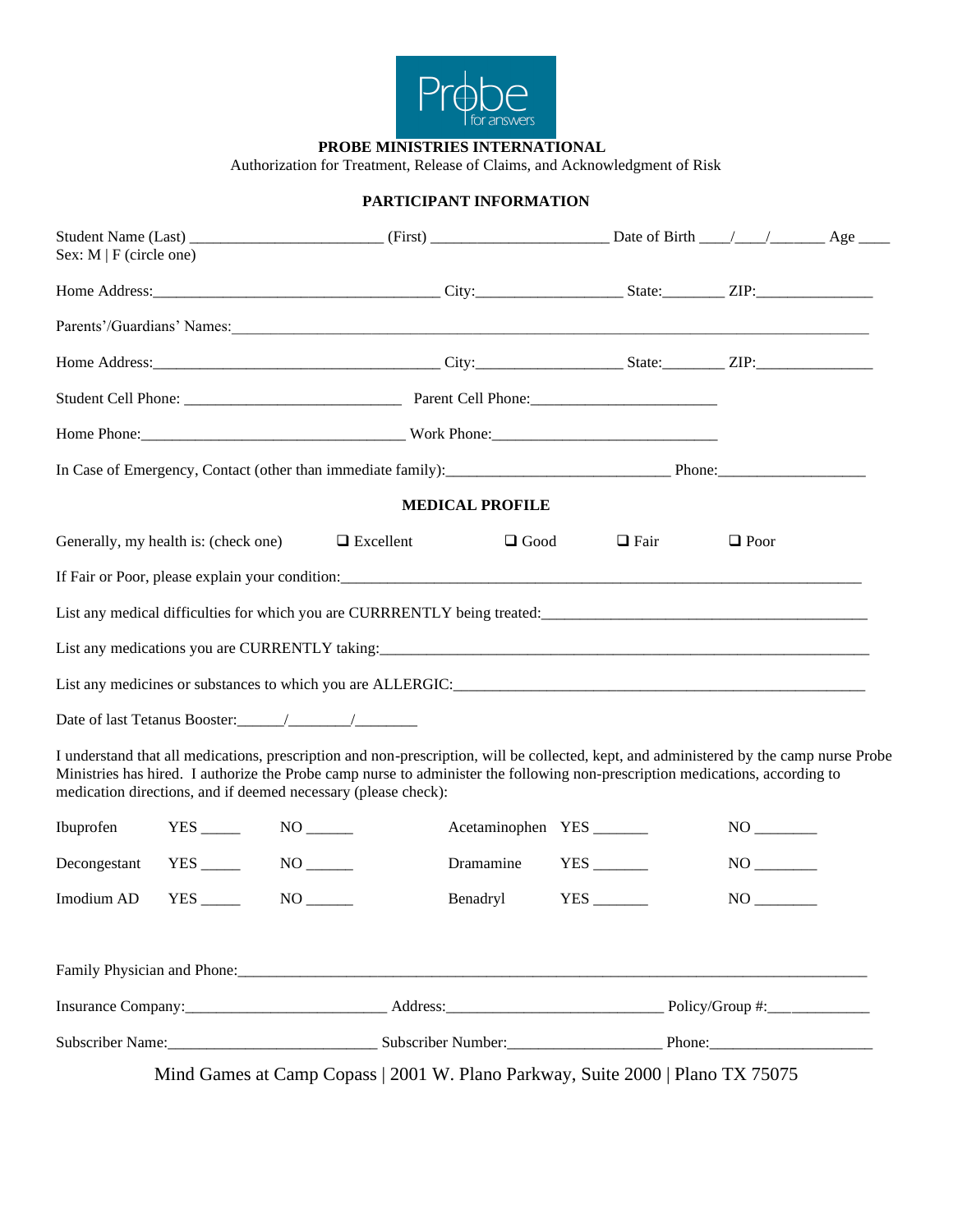**PROBE MINISTRIES INTERNATIONAL**

Authorization for Treatment, Release of Claims, and Acknowledgment of Risk

## PARTICIPANT INFORMATION

Student Name (Last) ________________________ (First) ______________________ Date of Birth ____/____/_______ Age ____

Sex: M | F (circle one)

Home Address:____________________________________ City:__________________ State:________ ZIP:_______________

Parents'/Guardians' Names:______________________________________________________________________________

Home Address:____________________________________ City:__________________ State:________ ZIP:_______________

Student Cell Phone: ___________________________ Parent Cell Phone:_______________________

Home Phone:__________________________________ Work Phone:_____________________________

In Case of Emergency, Contact (other than immediate family):____________________________ Phone:__________________

## MEDICAL PROFILE

Generally, my health is: (check one) ❑ Excellent ❑ Good ❑ Fair ❑ Poor

If Fair or Poor, please explain your condition:__________________________________________________________________

List any medical difficulties for which you are CURRRENTLY being treated:_________________________________________

List any medications you are CURRENTLY taking:______________________________________________________________

List any medicines or substances to which you are ALLERGIC:____________________________________________________

Date of last Tetanus Booster:______/________/________

I understand that all medications, prescription and non-prescription, will be collected, kept, and administered by the camp nurse Probe Ministries has hired. I authorize the Probe camp nurse to administer the following non-prescription medications, according to medication directions, and if deemed necessary (please check):

| | | | | | |
|---|---|---|---|---|---|
| Ibuprofen | YES _____ | NO ______ | Acetaminophen | YES _______ | NO ________ |
| Decongestant | YES _____ | NO ______ | Dramamine | YES _______ | NO ________ |
| Imodium AD | YES _____ | NO ______ | Benadryl | YES _______ | NO ________ |

Family Physician and Phone:_______________________________________________________________________________

Insurance Company:_________________________ Address:___________________________ Policy/Group #:_____________

Subscriber Name:__________________________ Subscriber Number:___________________ Phone:_____________________

Mind Games at Camp Copass | 2001 W. Plano Parkway, Suite 2000 | Plano TX 75075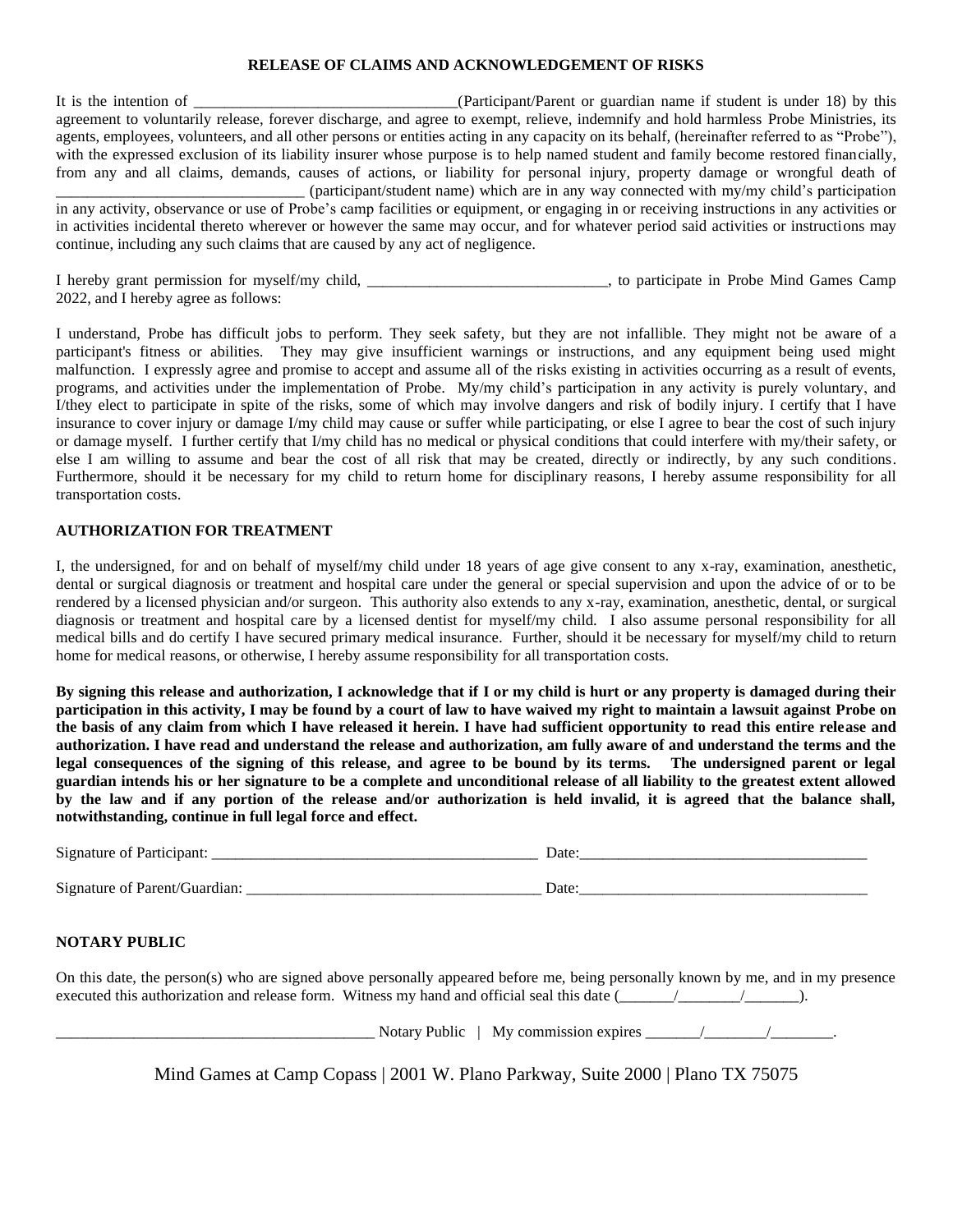**RELEASE OF CLAIMS AND ACKNOWLEDGEMENT OF RISKS**

It is the intention of ___________________________________(Participant/Parent or guardian name if student is under 18) by this agreement to voluntarily release, forever discharge, and agree to exempt, relieve, indemnify and hold harmless Probe Ministries, its agents, employees, volunteers, and all other persons or entities acting in any capacity on its behalf, (hereinafter referred to as "Probe"), with the expressed exclusion of its liability insurer whose purpose is to help named student and family become restored financially, from any and all claims, demands, causes of actions, or liability for personal injury, property damage or wrongful death of ________________________________ (participant/student name) which are in any way connected with my/my child's participation in any activity, observance or use of Probe's camp facilities or equipment, or engaging in or receiving instructions in any activities or in activities incidental thereto wherever or however the same may occur, and for whatever period said activities or instructions may continue, including any such claims that are caused by any act of negligence.

I hereby grant permission for myself/my child, _______________________________, to participate in Probe Mind Games Camp 2022, and I hereby agree as follows:

I understand, Probe has difficult jobs to perform. They seek safety, but they are not infallible. They might not be aware of a participant's fitness or abilities. They may give insufficient warnings or instructions, and any equipment being used might malfunction. I expressly agree and promise to accept and assume all of the risks existing in activities occurring as a result of events, programs, and activities under the implementation of Probe. My/my child's participation in any activity is purely voluntary, and I/they elect to participate in spite of the risks, some of which may involve dangers and risk of bodily injury. I certify that I have insurance to cover injury or damage I/my child may cause or suffer while participating, or else I agree to bear the cost of such injury or damage myself. I further certify that I/my child has no medical or physical conditions that could interfere with my/their safety, or else I am willing to assume and bear the cost of all risk that may be created, directly or indirectly, by any such conditions. Furthermore, should it be necessary for my child to return home for disciplinary reasons, I hereby assume responsibility for all transportation costs.

**AUTHORIZATION FOR TREATMENT**

I, the undersigned, for and on behalf of myself/my child under 18 years of age give consent to any x-ray, examination, anesthetic, dental or surgical diagnosis or treatment and hospital care under the general or special supervision and upon the advice of or to be rendered by a licensed physician and/or surgeon. This authority also extends to any x-ray, examination, anesthetic, dental, or surgical diagnosis or treatment and hospital care by a licensed dentist for myself/my child. I also assume personal responsibility for all medical bills and do certify I have secured primary medical insurance. Further, should it be necessary for myself/my child to return home for medical reasons, or otherwise, I hereby assume responsibility for all transportation costs.

**By signing this release and authorization, I acknowledge that if I or my child is hurt or any property is damaged during their participation in this activity, I may be found by a court of law to have waived my right to maintain a lawsuit against Probe on the basis of any claim from which I have released it herein. I have had sufficient opportunity to read this entire release and authorization. I have read and understand the release and authorization, am fully aware of and understand the terms and the legal consequences of the signing of this release, and agree to be bound by its terms. The undersigned parent or legal guardian intends his or her signature to be a complete and unconditional release of all liability to the greatest extent allowed by the law and if any portion of the release and/or authorization is held invalid, it is agreed that the balance shall, notwithstanding, continue in full legal force and effect.**

Signature of Participant: ___________________________________________ Date:_____________________________________

Signature of Parent/Guardian: ______________________________________ Date:_____________________________________

**NOTARY PUBLIC**

On this date, the person(s) who are signed above personally appeared before me, being personally known by me, and in my presence executed this authorization and release form. Witness my hand and official seal this date (_______/________/_______).

_________________________________________ Notary Public | My commission expires _______/________/________.

Mind Games at Camp Copass | 2001 W. Plano Parkway, Suite 2000 | Plano TX 75075